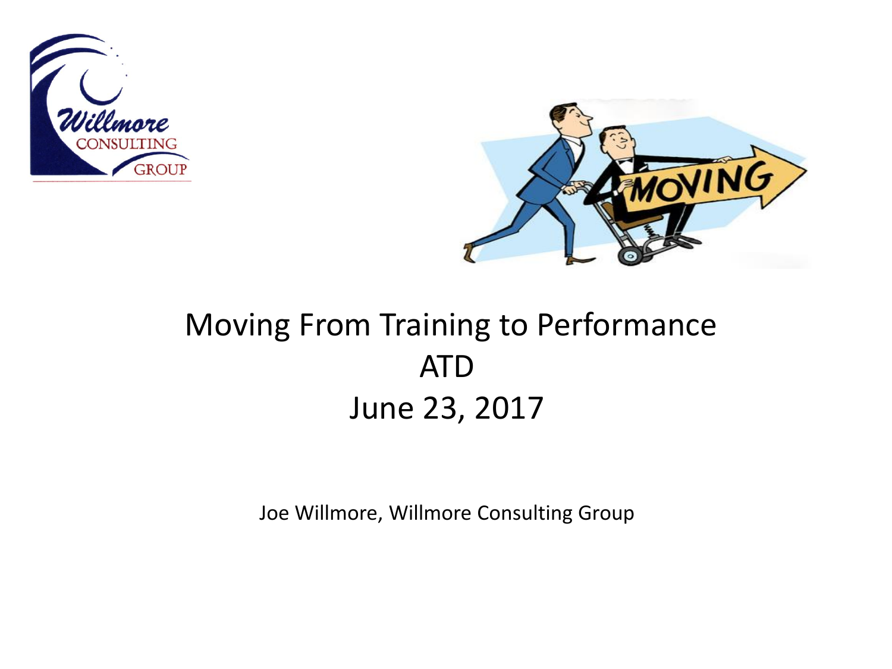# Moving From Training to Performance

## ATD

## June 23, 2017

Joe Willmore, Willmore Consulting Group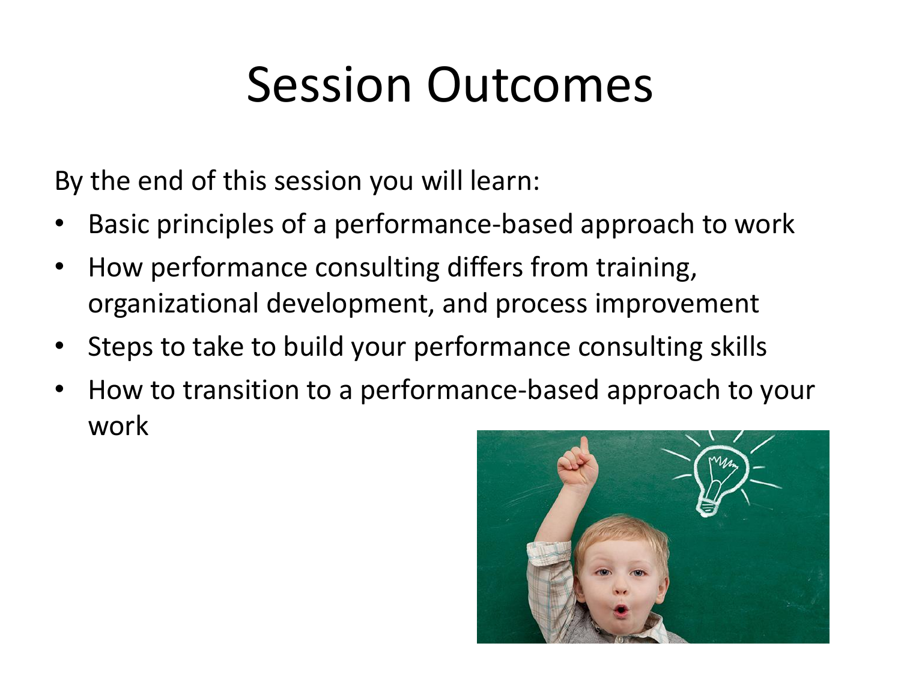# Session Outcomes

By the end of this session you will learn:

- Basic principles of a performance-based approach to work
- How performance consulting differs from training, organizational development, and process improvement
- Steps to take to build your performance consulting skills
- How to transition to a performance-based approach to your work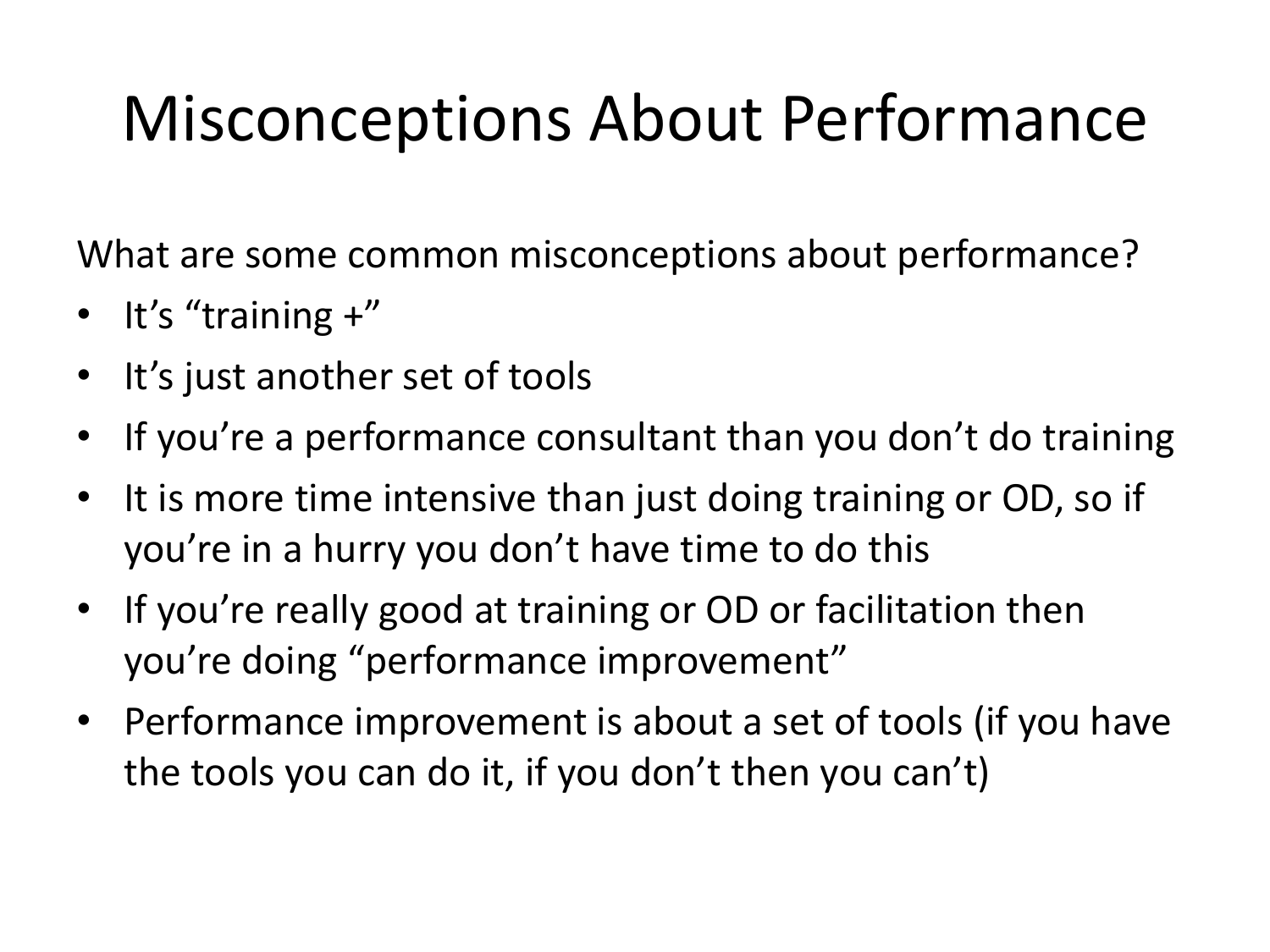# Misconceptions About Performance

What are some common misconceptions about performance?

- It's "training +"
- It's just another set of tools
- If you're a performance consultant than you don't do training
- It is more time intensive than just doing training or OD, so if you're in a hurry you don't have time to do this
- If you're really good at training or OD or facilitation then you're doing "performance improvement"
- Performance improvement is about a set of tools (if you have the tools you can do it, if you don't then you can't)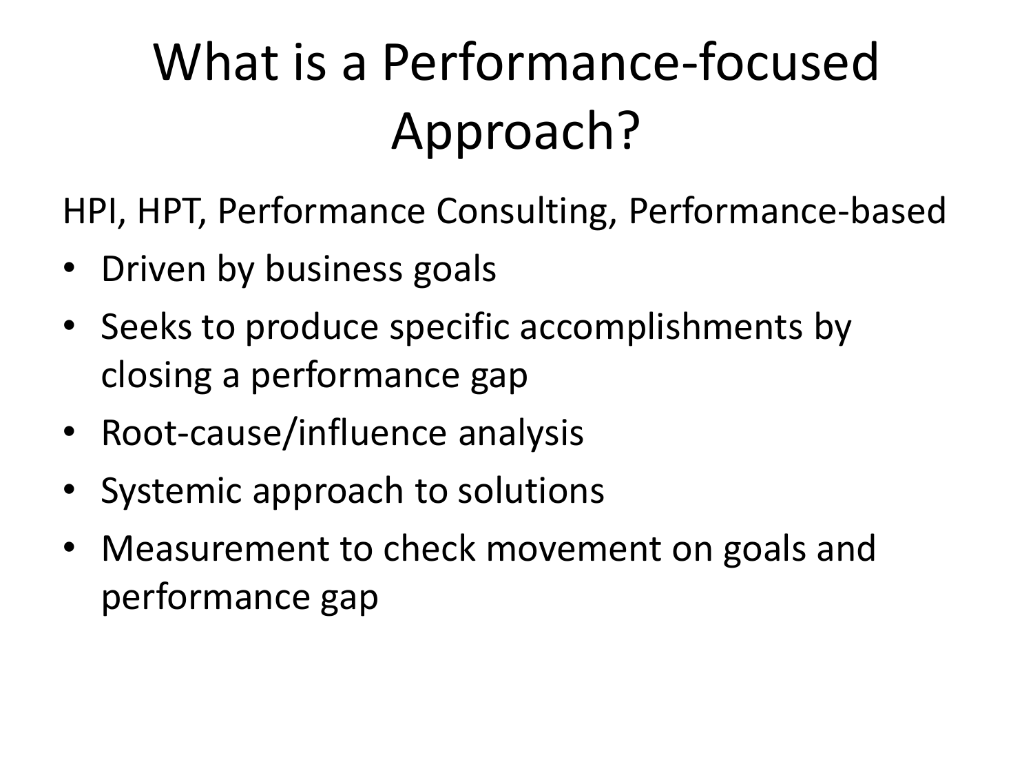# What is a Performance-focused Approach?

HPI, HPT, Performance Consulting, Performance-based

- Driven by business goals
- Seeks to produce specific accomplishments by closing a performance gap
- Root-cause/influence analysis
- Systemic approach to solutions
- Measurement to check movement on goals and performance gap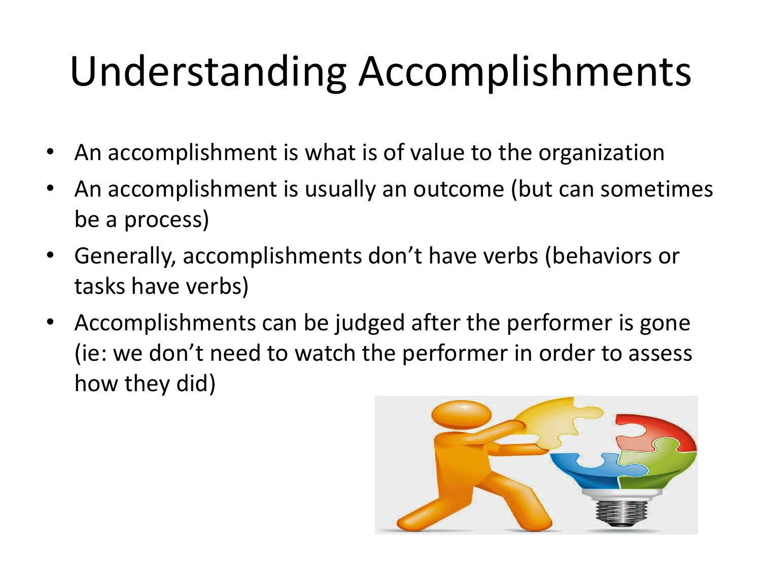# Understanding Accomplishments

- An accomplishment is what is of value to the organization
- An accomplishment is usually an outcome (but can sometimes be a process)
- Generally, accomplishments don't have verbs (behaviors or tasks have verbs)
- Accomplishments can be judged after the performer is gone (ie: we don't need to watch the performer in order to assess how they did)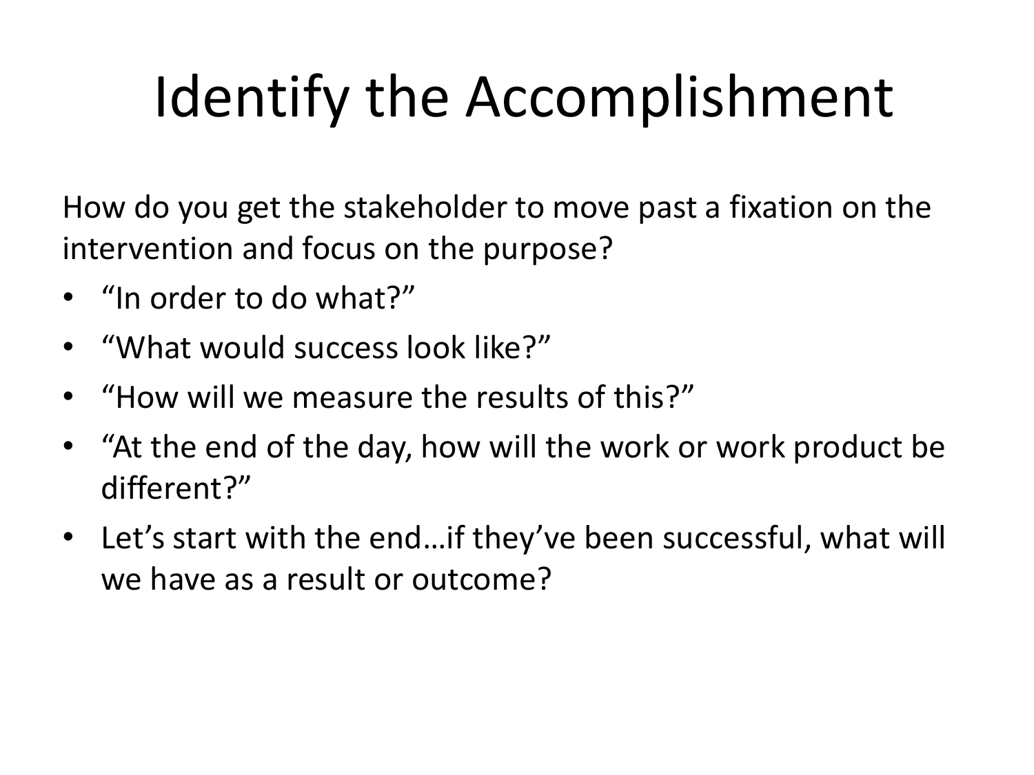# Identify the Accomplishment

How do you get the stakeholder to move past a fixation on the intervention and focus on the purpose?

- “In order to do what?”
- “What would success look like?”
- “How will we measure the results of this?”
- “At the end of the day, how will the work or work product be different?”
- Let’s start with the end…if they’ve been successful, what will we have as a result or outcome?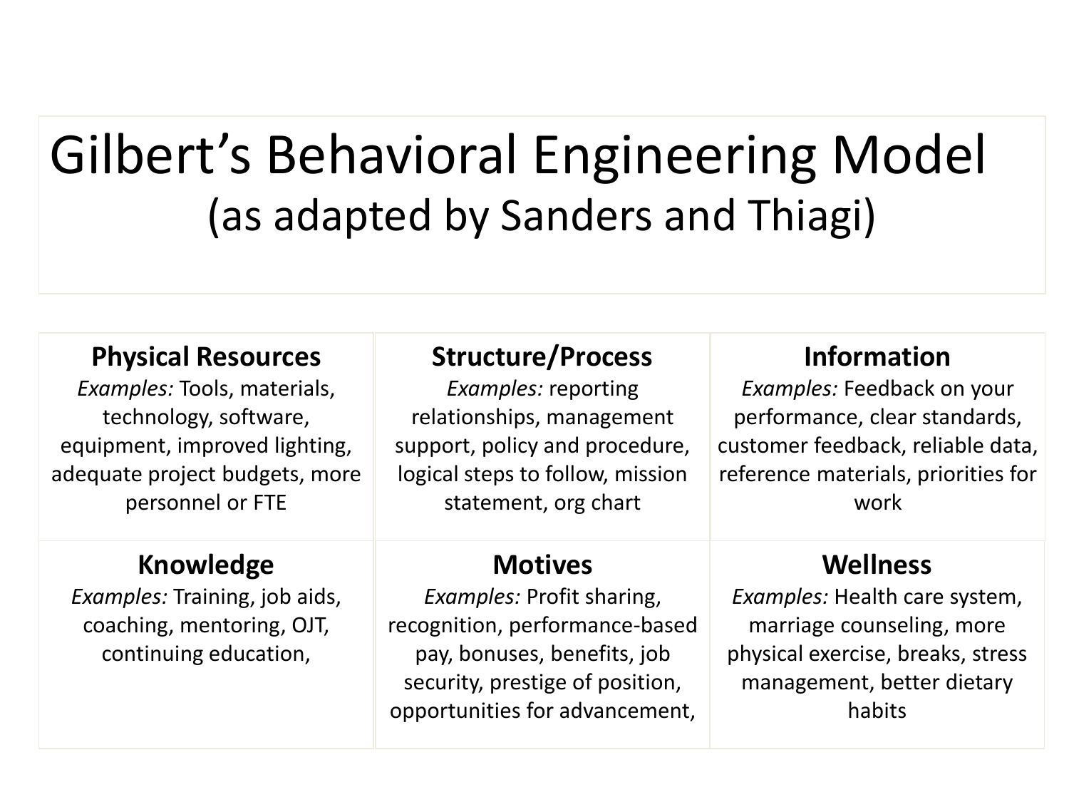# Gilbert's Behavioral Engineering Model

## (as adapted by Sanders and Thiagi)

| Physical Resources | Structure/Process | Information |
|---|---|---|
| *Examples:* Tools, materials, technology, software, equipment, improved lighting, adequate project budgets, more personnel or FTE | *Examples:* reporting relationships, management support, policy and procedure, logical steps to follow, mission statement, org chart | *Examples:* Feedback on your performance, clear standards, customer feedback, reliable data, reference materials, priorities for work |
| **Knowledge** | **Motives** | **Wellness** |
| *Examples:* Training, job aids, coaching, mentoring, OJT, continuing education, | *Examples:* Profit sharing, recognition, performance-based pay, bonuses, benefits, job security, prestige of position, opportunities for advancement, | *Examples:* Health care system, marriage counseling, more physical exercise, breaks, stress management, better dietary habits |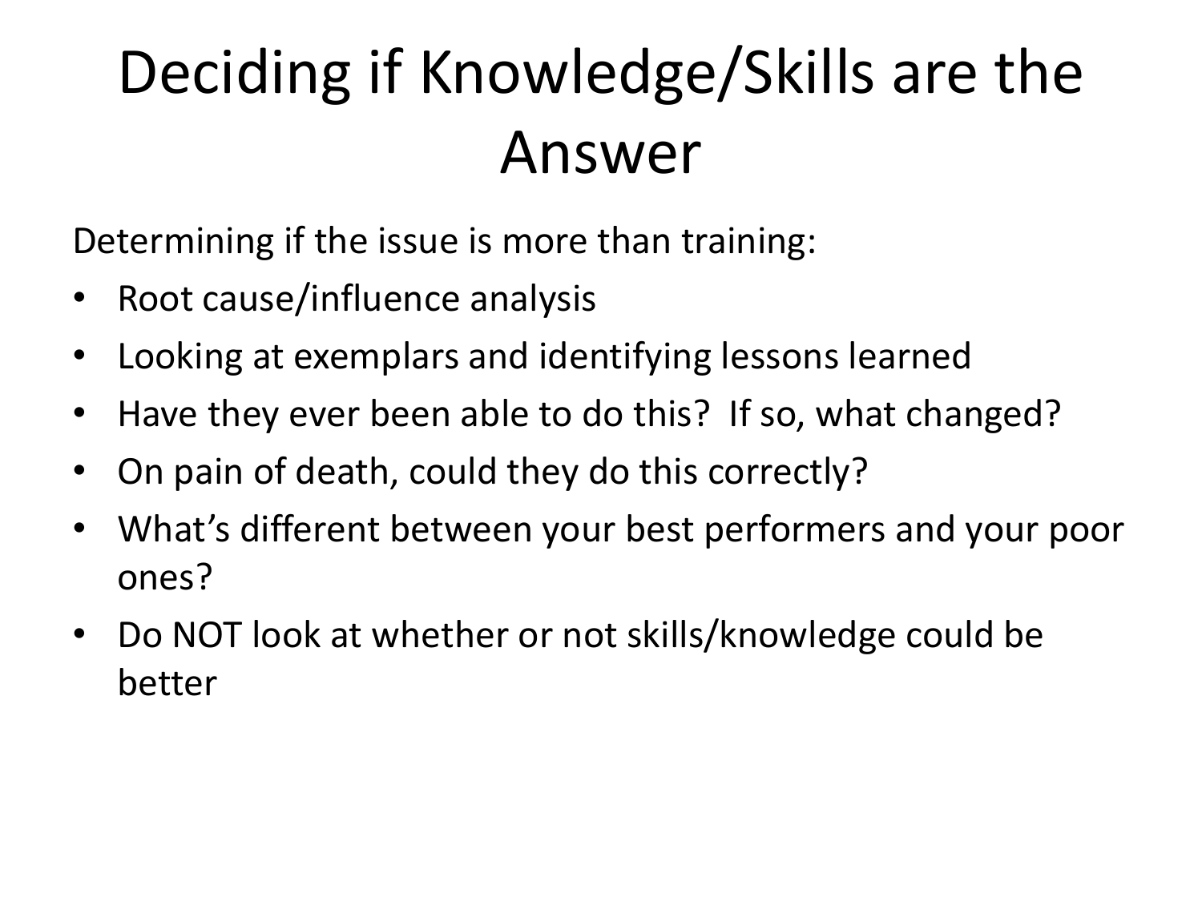# Deciding if Knowledge/Skills are the Answer

Determining if the issue is more than training:

- Root cause/influence analysis
- Looking at exemplars and identifying lessons learned
- Have they ever been able to do this? If so, what changed?
- On pain of death, could they do this correctly?
- What's different between your best performers and your poor ones?
- Do NOT look at whether or not skills/knowledge could be better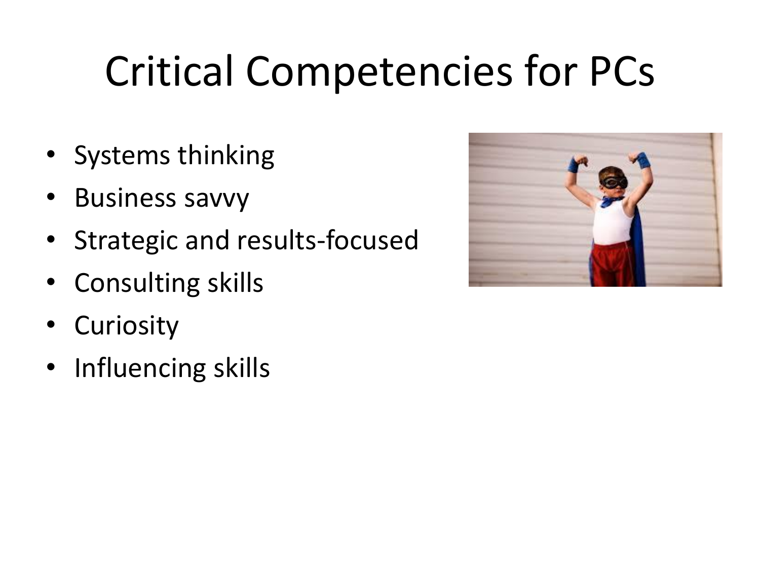# Critical Competencies for PCs

- Systems thinking
- Business savvy
- Strategic and results-focused
- Consulting skills
- Curiosity
- Influencing skills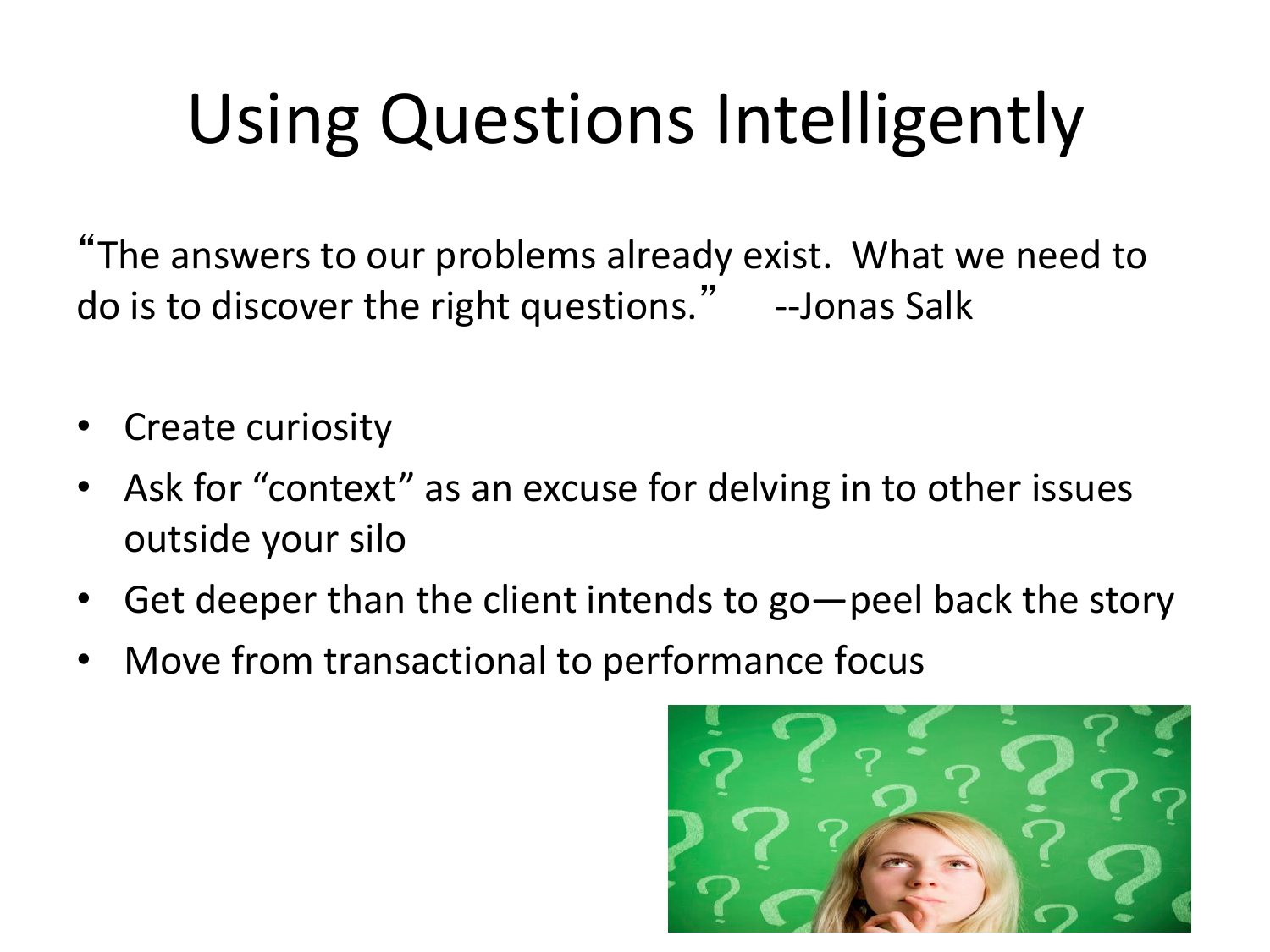# Using Questions Intelligently

"The answers to our problems already exist. What we need to do is to discover the right questions." --Jonas Salk

- Create curiosity
- Ask for "context" as an excuse for delving in to other issues outside your silo
- Get deeper than the client intends to go—peel back the story
- Move from transactional to performance focus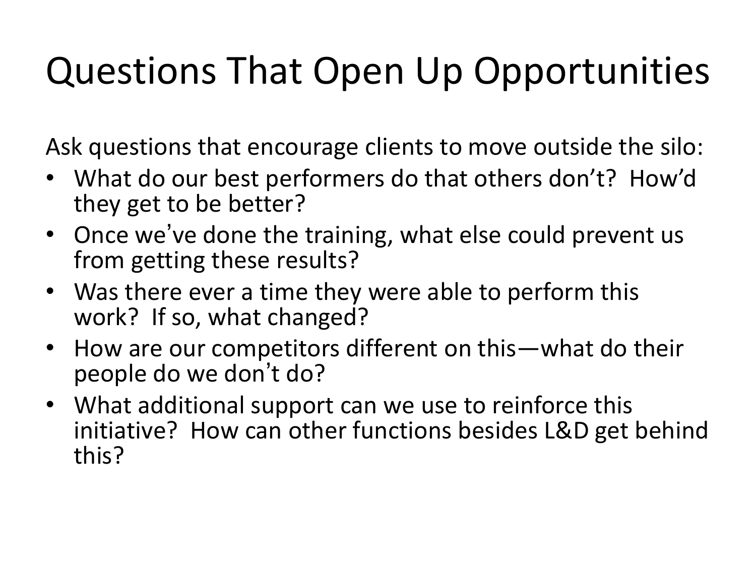# Questions That Open Up Opportunities

Ask questions that encourage clients to move outside the silo:

- What do our best performers do that others don't? How'd they get to be better?
- Once we've done the training, what else could prevent us from getting these results?
- Was there ever a time they were able to perform this work? If so, what changed?
- How are our competitors different on this—what do their people do we don't do?
- What additional support can we use to reinforce this initiative? How can other functions besides L&D get behind this?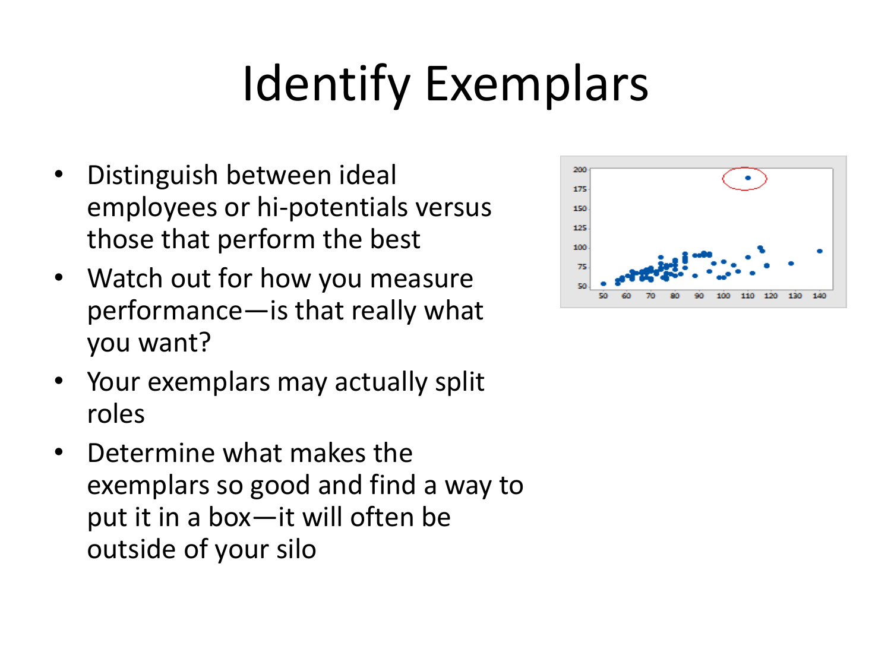# Identify Exemplars

- Distinguish between ideal employees or hi-potentials versus those that perform the best
- Watch out for how you measure performance—is that really what you want?
- Your exemplars may actually split roles
- Determine what makes the exemplars so good and find a way to put it in a box—it will often be outside of your silo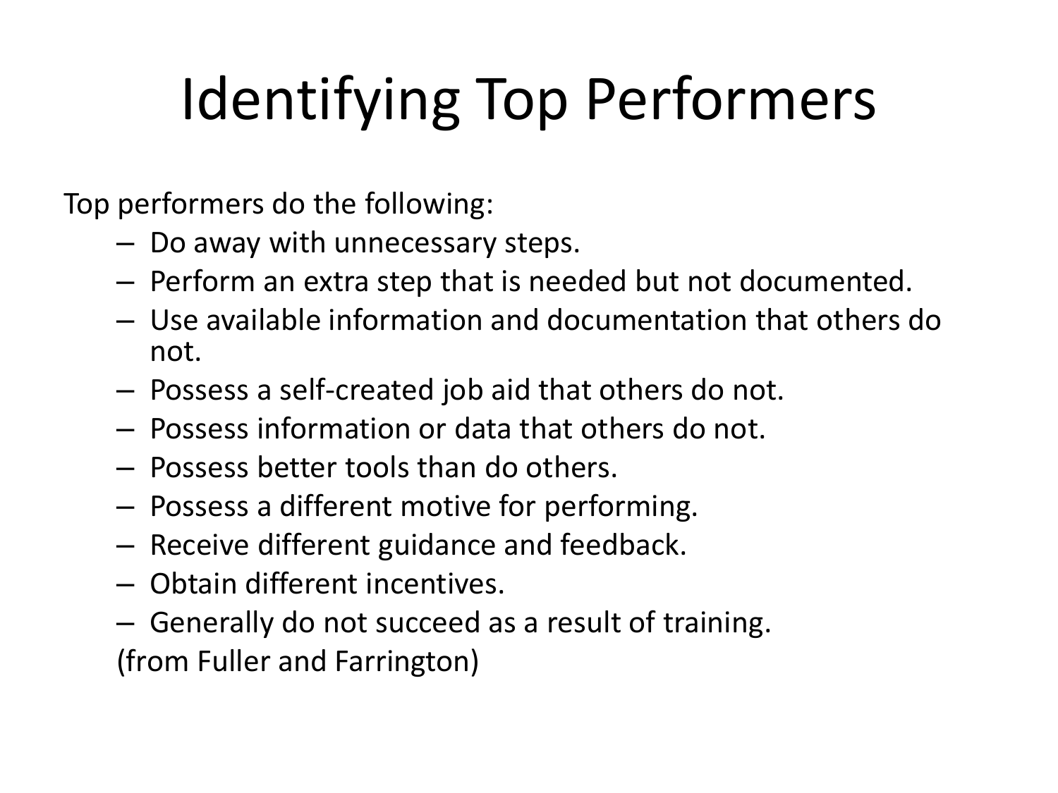# Identifying Top Performers

Top performers do the following:

- Do away with unnecessary steps.
- Perform an extra step that is needed but not documented.
- Use available information and documentation that others do not.
- Possess a self-created job aid that others do not.
- Possess information or data that others do not.
- Possess better tools than do others.
- Possess a different motive for performing.
- Receive different guidance and feedback.
- Obtain different incentives.
- Generally do not succeed as a result of training.

(from Fuller and Farrington)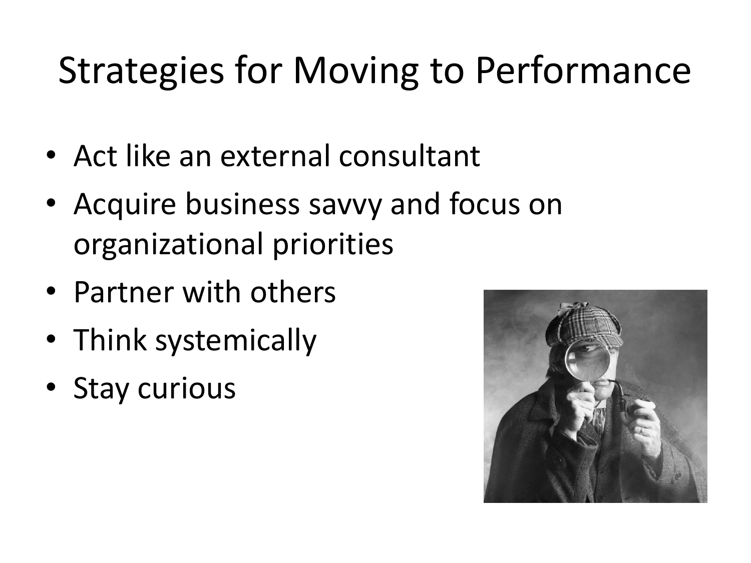# Strategies for Moving to Performance

- Act like an external consultant
- Acquire business savvy and focus on organizational priorities
- Partner with others
- Think systemically
- Stay curious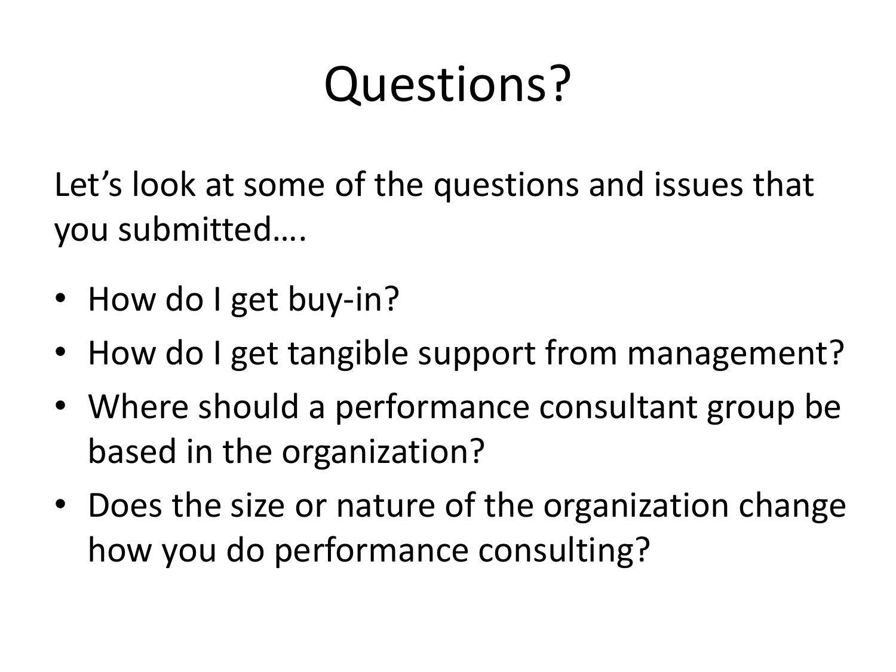# Questions?

Let’s look at some of the questions and issues that you submitted….

- How do I get buy-in?
- How do I get tangible support from management?
- Where should a performance consultant group be based in the organization?
- Does the size or nature of the organization change how you do performance consulting?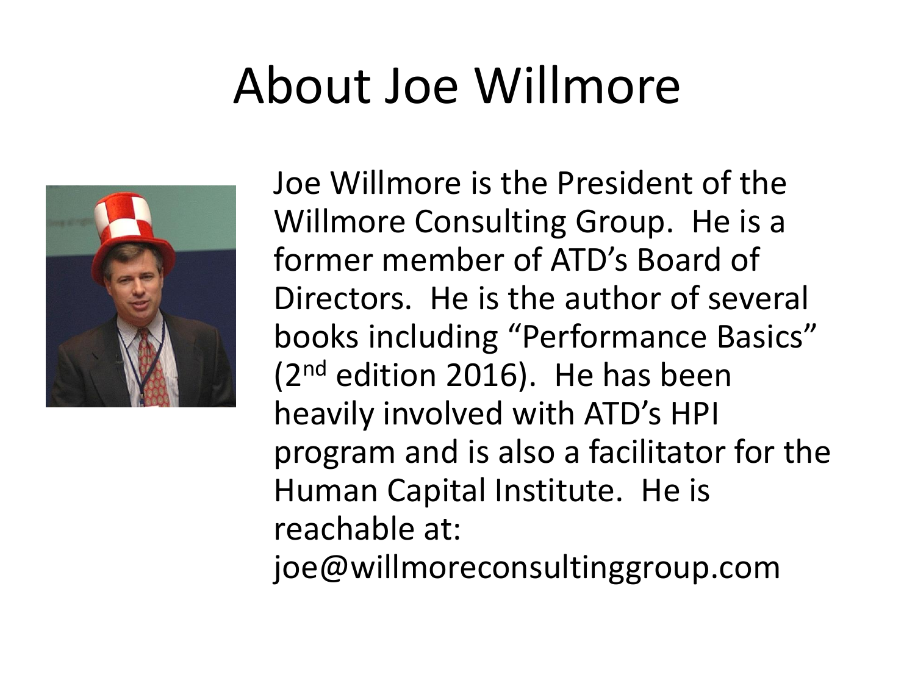# About Joe Willmore

Joe Willmore is the President of the Willmore Consulting Group. He is a former member of ATD's Board of Directors. He is the author of several books including "Performance Basics" (2nd edition 2016). He has been heavily involved with ATD's HPI program and is also a facilitator for the Human Capital Institute. He is reachable at: joe@willmoreconsultinggroup.com